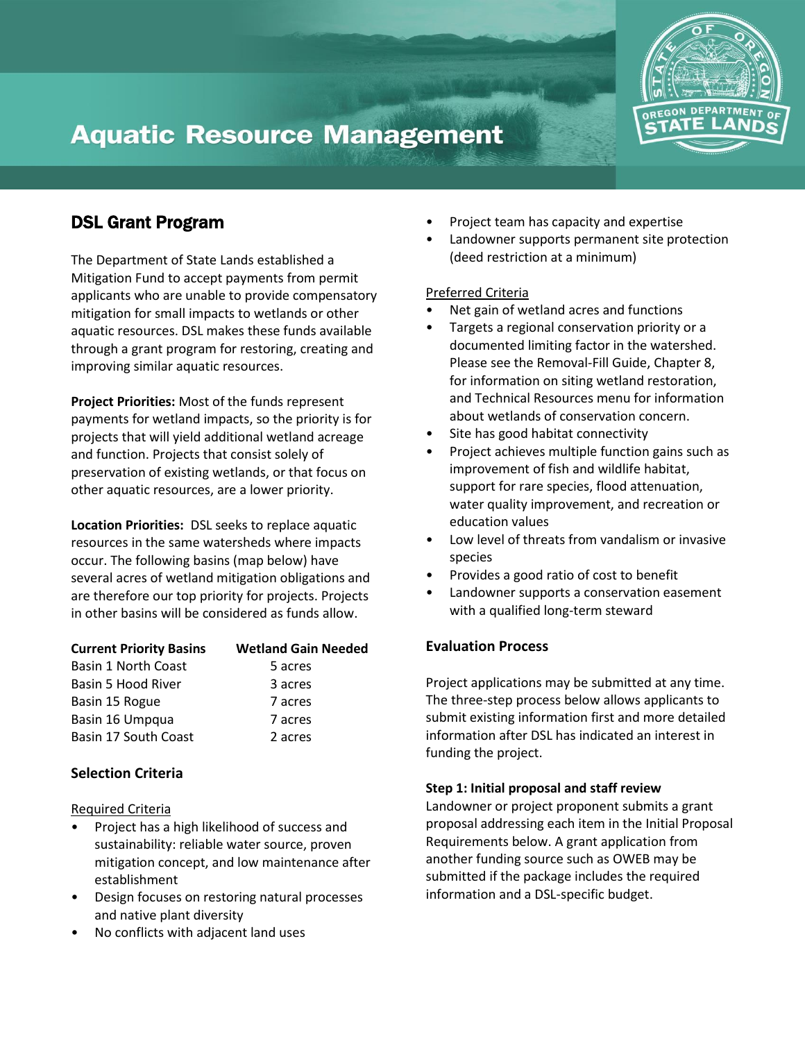# Aquatic Resource Management

## DSL Grant Program

The Department of State Lands established a Mitigation Fund to accept payments from permit applicants who are unable to provide compensatory mitigation for small impacts to wetlands or other aquatic resources. DSL makes these funds available through a grant program for restoring, creating and improving similar aquatic resources.

**Project Priorities:** Most of the funds represent payments for wetland impacts, so the priority is for projects that will yield additional wetland acreage and function. Projects that consist solely of preservation of existing wetlands, or that focus on other aquatic resources, are a lower priority.

**Location Priorities:** DSL seeks to replace aquatic resources in the same watersheds where impacts occur. The following basins (map below) have several acres of wetland mitigation obligations and are therefore our top priority for projects. Projects in other basins will be considered as funds allow.

| Current Priority Basins | Wetland Gain Needed |
|---|---|
| Basin 1 North Coast | 5 acres |
| Basin 5 Hood River | 3 acres |
| Basin 15 Rogue | 7 acres |
| Basin 16 Umpqua | 7 acres |
| Basin 17 South Coast | 2 acres |

### Selection Criteria

Required Criteria

- Project has a high likelihood of success and sustainability: reliable water source, proven mitigation concept, and low maintenance after establishment
- Design focuses on restoring natural processes and native plant diversity
- No conflicts with adjacent land uses
- Project team has capacity and expertise
- Landowner supports permanent site protection (deed restriction at a minimum)

Preferred Criteria

- Net gain of wetland acres and functions
- Targets a regional conservation priority or a documented limiting factor in the watershed. Please see the Removal-Fill Guide, Chapter 8, for information on siting wetland restoration, and Technical Resources menu for information about wetlands of conservation concern.
- Site has good habitat connectivity
- Project achieves multiple function gains such as improvement of fish and wildlife habitat, support for rare species, flood attenuation, water quality improvement, and recreation or education values
- Low level of threats from vandalism or invasive species
- Provides a good ratio of cost to benefit
- Landowner supports a conservation easement with a qualified long-term steward

### Evaluation Process

Project applications may be submitted at any time. The three-step process below allows applicants to submit existing information first and more detailed information after DSL has indicated an interest in funding the project.

**Step 1: Initial proposal and staff review**
Landowner or project proponent submits a grant proposal addressing each item in the Initial Proposal Requirements below. A grant application from another funding source such as OWEB may be submitted if the package includes the required information and a DSL-specific budget.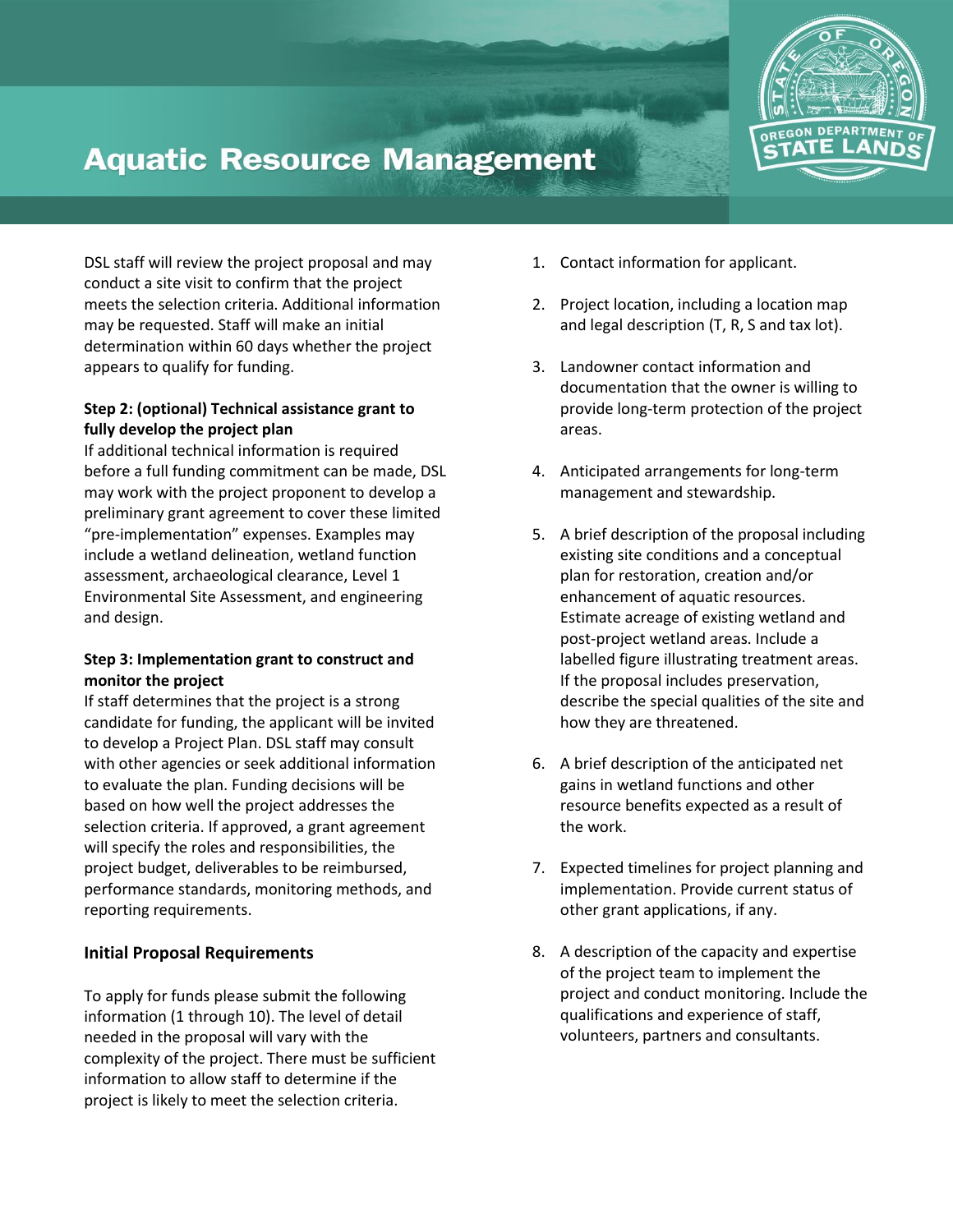# Aquatic Resource Management

DSL staff will review the project proposal and may conduct a site visit to confirm that the project meets the selection criteria. Additional information may be requested. Staff will make an initial determination within 60 days whether the project appears to qualify for funding.

**Step 2: (optional) Technical assistance grant to fully develop the project plan**

If additional technical information is required before a full funding commitment can be made, DSL may work with the project proponent to develop a preliminary grant agreement to cover these limited "pre-implementation" expenses. Examples may include a wetland delineation, wetland function assessment, archaeological clearance, Level 1 Environmental Site Assessment, and engineering and design.

**Step 3: Implementation grant to construct and monitor the project**

If staff determines that the project is a strong candidate for funding, the applicant will be invited to develop a Project Plan. DSL staff may consult with other agencies or seek additional information to evaluate the plan. Funding decisions will be based on how well the project addresses the selection criteria. If approved, a grant agreement will specify the roles and responsibilities, the project budget, deliverables to be reimbursed, performance standards, monitoring methods, and reporting requirements.

### Initial Proposal Requirements

To apply for funds please submit the following information (1 through 10). The level of detail needed in the proposal will vary with the complexity of the project. There must be sufficient information to allow staff to determine if the project is likely to meet the selection criteria.

1. Contact information for applicant.
2. Project location, including a location map and legal description (T, R, S and tax lot).
3. Landowner contact information and documentation that the owner is willing to provide long-term protection of the project areas.
4. Anticipated arrangements for long-term management and stewardship.
5. A brief description of the proposal including existing site conditions and a conceptual plan for restoration, creation and/or enhancement of aquatic resources. Estimate acreage of existing wetland and post-project wetland areas. Include a labelled figure illustrating treatment areas. If the proposal includes preservation, describe the special qualities of the site and how they are threatened.
6. A brief description of the anticipated net gains in wetland functions and other resource benefits expected as a result of the work.
7. Expected timelines for project planning and implementation. Provide current status of other grant applications, if any.
8. A description of the capacity and expertise of the project team to implement the project and conduct monitoring. Include the qualifications and experience of staff, volunteers, partners and consultants.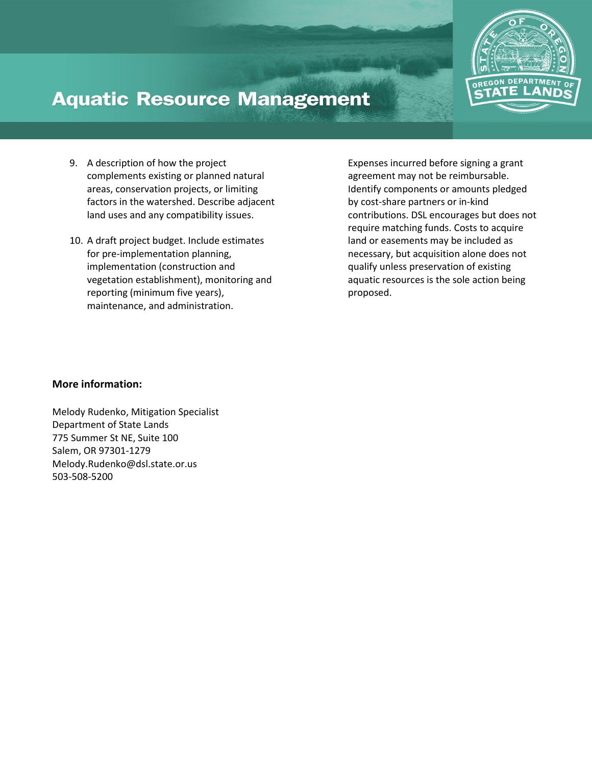9. A description of how the project complements existing or planned natural areas, conservation projects, or limiting factors in the watershed. Describe adjacent land uses and any compatibility issues.

10. A draft project budget. Include estimates for pre-implementation planning, implementation (construction and vegetation establishment), monitoring and reporting (minimum five years), maintenance, and administration.

Expenses incurred before signing a grant agreement may not be reimbursable. Identify components or amounts pledged by cost-share partners or in-kind contributions. DSL encourages but does not require matching funds. Costs to acquire land or easements may be included as necessary, but acquisition alone does not qualify unless preservation of existing aquatic resources is the sole action being proposed.

**More information:**

Melody Rudenko, Mitigation Specialist
Department of State Lands
775 Summer St NE, Suite 100
Salem, OR 97301-1279
Melody.Rudenko@dsl.state.or.us
503-508-5200